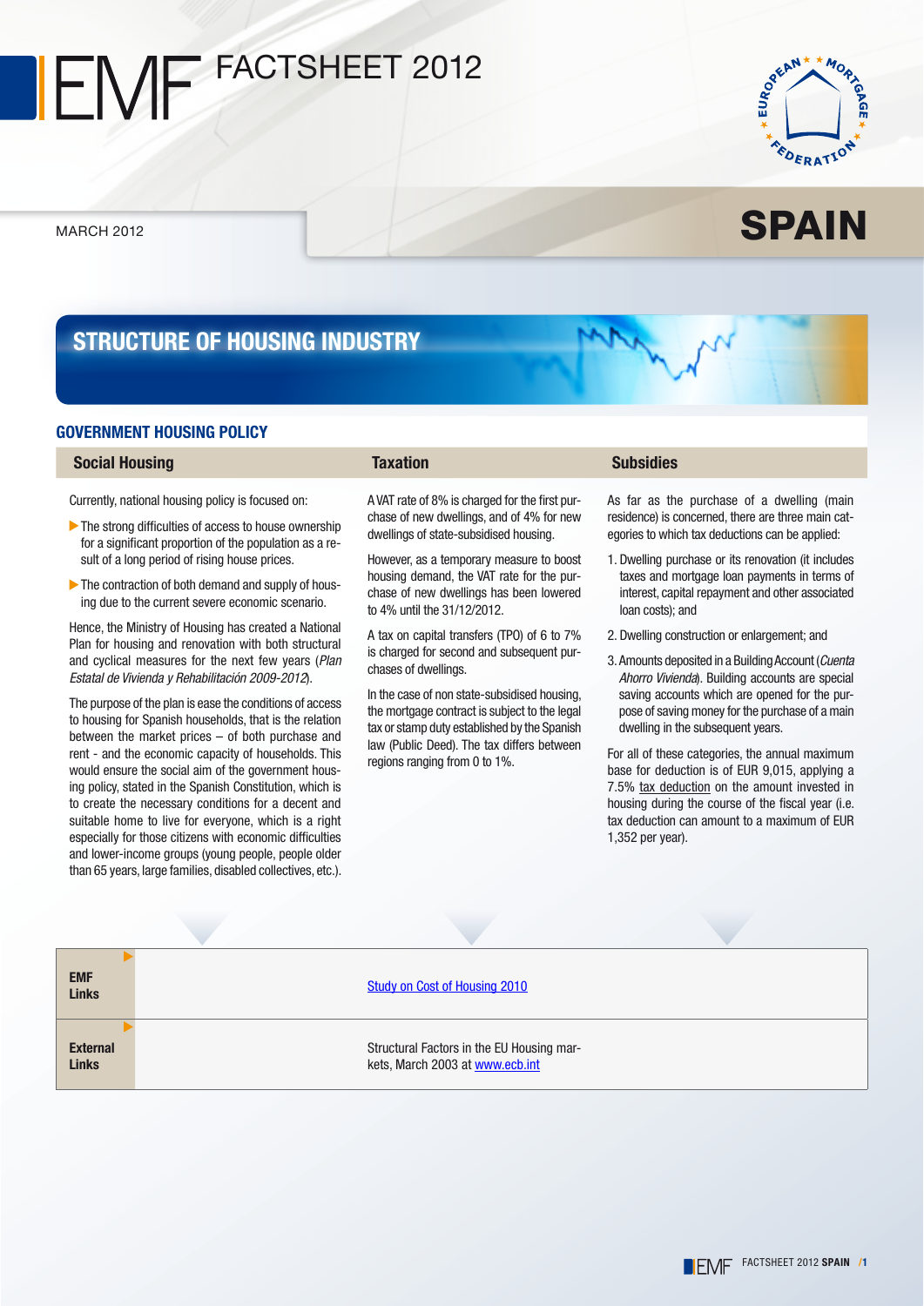# EMF FACTSHEET 2012

MARCH 2012

# SPAIN

## STRUCTURE OF HOUSING INDUSTRY

### GOVERNMENT HOUSING POLICY

#### Social Housing

Currently, national housing policy is focused on:

- The strong difficulties of access to house ownership for a significant proportion of the population as a result of a long period of rising house prices.
- The contraction of both demand and supply of housing due to the current severe economic scenario.

Hence, the Ministry of Housing has created a National Plan for housing and renovation with both structural and cyclical measures for the next few years (*Plan Estatal de Vivienda y Rehabilitación 2009-2012*).

The purpose of the plan is ease the conditions of access to housing for Spanish households, that is the relation between the market prices – of both purchase and rent - and the economic capacity of households. This would ensure the social aim of the government housing policy, stated in the Spanish Constitution, which is to create the necessary conditions for a decent and suitable home to live for everyone, which is a right especially for those citizens with economic difficulties and lower-income groups (young people, people older than 65 years, large families, disabled collectives, etc.).

#### Taxation

A VAT rate of 8% is charged for the first purchase of new dwellings, and of 4% for new dwellings of state-subsidised housing.

However, as a temporary measure to boost housing demand, the VAT rate for the purchase of new dwellings has been lowered to 4% until the 31/12/2012.

A tax on capital transfers (TPO) of 6 to 7% is charged for second and subsequent purchases of dwellings.

In the case of non state-subsidised housing, the mortgage contract is subject to the legal tax or stamp duty established by the Spanish law (Public Deed). The tax differs between regions ranging from 0 to 1%.

#### Subsidies

As far as the purchase of a dwelling (main residence) is concerned, there are three main categories to which tax deductions can be applied:

1. Dwelling purchase or its renovation (it includes taxes and mortgage loan payments in terms of interest, capital repayment and other associated loan costs); and
2. Dwelling construction or enlargement; and
3. Amounts deposited in a Building Account (*Cuenta Ahorro Vivienda*). Building accounts are special saving accounts which are opened for the purpose of saving money for the purchase of a main dwelling in the subsequent years.

For all of these categories, the annual maximum base for deduction is of EUR 9,015, applying a 7.5% tax deduction on the amount invested in housing during the course of the fiscal year (i.e. tax deduction can amount to a maximum of EUR 1,352 per year).

| | |
|---|---|
| **EMF Links** | Study on Cost of Housing 2010 |
| **External Links** | Structural Factors in the EU Housing markets, March 2003 at www.ecb.int |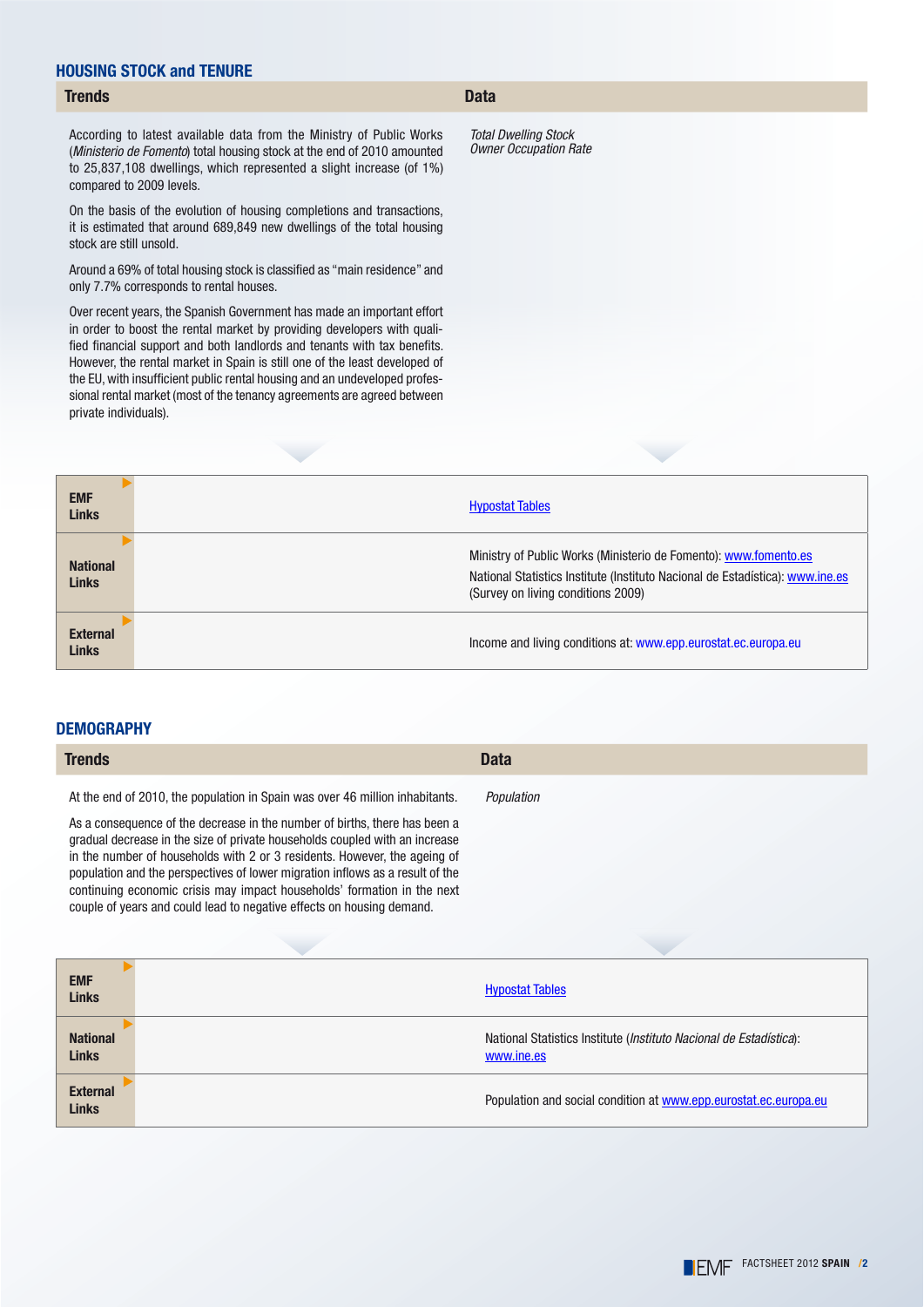## HOUSING STOCK and TENURE

### Trends

According to latest available data from the Ministry of Public Works (*Ministerio de Fomento*) total housing stock at the end of 2010 amounted to 25,837,108 dwellings, which represented a slight increase (of 1%) compared to 2009 levels.

On the basis of the evolution of housing completions and transactions, it is estimated that around 689,849 new dwellings of the total housing stock are still unsold.

Around a 69% of total housing stock is classified as "main residence" and only 7.7% corresponds to rental houses.

Over recent years, the Spanish Government has made an important effort in order to boost the rental market by providing developers with qualified financial support and both landlords and tenants with tax benefits. However, the rental market in Spain is still one of the least developed of the EU, with insufficient public rental housing and an undeveloped professional rental market (most of the tenancy agreements are agreed between private individuals).

### Data

*Total Dwelling Stock*
*Owner Occupation Rate*

| | |
|---|---|
| **EMF Links** | Hypostat Tables |
| **National Links** | Ministry of Public Works (Ministerio de Fomento): www.fomento.es<br>National Statistics Institute (Instituto Nacional de Estadística): www.ine.es (Survey on living conditions 2009) |
| **External Links** | Income and living conditions at: www.epp.eurostat.ec.europa.eu |

## DEMOGRAPHY

### Trends

At the end of 2010, the population in Spain was over 46 million inhabitants.

As a consequence of the decrease in the number of births, there has been a gradual decrease in the size of private households coupled with an increase in the number of households with 2 or 3 residents. However, the ageing of population and the perspectives of lower migration inflows as a result of the continuing economic crisis may impact households' formation in the next couple of years and could lead to negative effects on housing demand.

### Data

*Population*

| | |
|---|---|
| **EMF Links** | Hypostat Tables |
| **National Links** | National Statistics Institute (*Instituto Nacional de Estadística*): www.ine.es |
| **External Links** | Population and social condition at www.epp.eurostat.ec.europa.eu |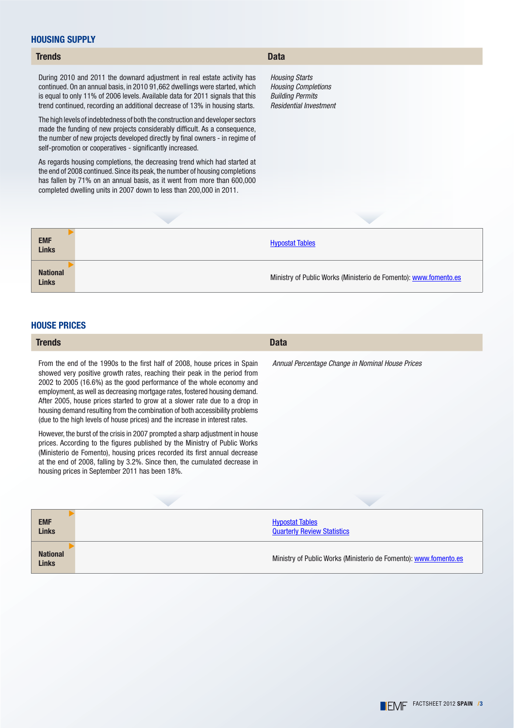## HOUSING SUPPLY

| Trends | Data |
|---|---|
| During 2010 and 2011 the downward adjustment in real estate activity has continued. On an annual basis, in 2010 91,662 dwellings were started, which is equal to only 11% of 2006 levels. Available data for 2011 signals that this trend continued, recording an additional decrease of 13% in housing starts.<br><br>The high levels of indebtedness of both the construction and developer sectors made the funding of new projects considerably difficult. As a consequence, the number of new projects developed directly by final owners - in regime of self-promotion or cooperatives - significantly increased.<br><br>As regards housing completions, the decreasing trend which had started at the end of 2008 continued. Since its peak, the number of housing completions has fallen by 71% on an annual basis, as it went from more than 600,000 completed dwelling units in 2007 down to less than 200,000 in 2011. | *Housing Starts*<br>*Housing Completions*<br>*Building Permits*<br>*Residential Investment* |

| | |
|---|---|
| **EMF Links** | Hypostat Tables |
| **National Links** | Ministry of Public Works (Ministerio de Fomento): www.fomento.es |

## HOUSE PRICES

| Trends | Data |
|---|---|
| From the end of the 1990s to the first half of 2008, house prices in Spain showed very positive growth rates, reaching their peak in the period from 2002 to 2005 (16.6%) as the good performance of the whole economy and employment, as well as decreasing mortgage rates, fostered housing demand. After 2005, house prices started to grow at a slower rate due to a drop in housing demand resulting from the combination of both accessibility problems (due to the high levels of house prices) and the increase in interest rates.<br><br>However, the burst of the crisis in 2007 prompted a sharp adjustment in house prices. According to the figures published by the Ministry of Public Works (Ministerio de Fomento), housing prices recorded its first annual decrease at the end of 2008, falling by 3.2%. Since then, the cumulated decrease in housing prices in September 2011 has been 18%. | *Annual Percentage Change in Nominal House Prices* |

| | |
|---|---|
| **EMF Links** | Hypostat Tables<br>Quarterly Review Statistics |
| **National Links** | Ministry of Public Works (Ministerio de Fomento): www.fomento.es |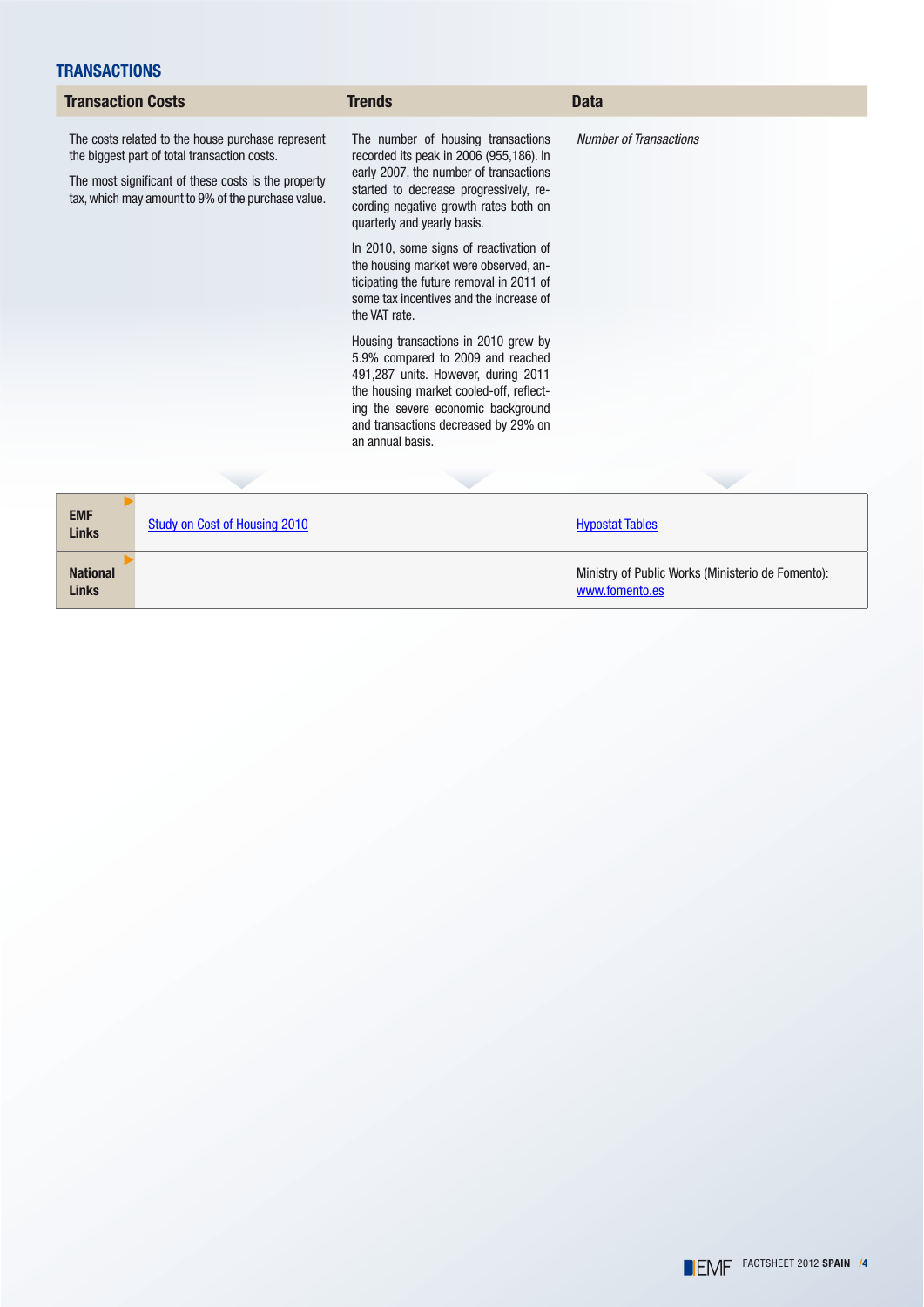## TRANSACTIONS

| Transaction Costs | Trends | Data |
|---|---|---|
| The costs related to the house purchase represent the biggest part of total transaction costs.<br><br>The most significant of these costs is the property tax, which may amount to 9% of the purchase value. | The number of housing transactions recorded its peak in 2006 (955,186). In early 2007, the number of transactions started to decrease progressively, recording negative growth rates both on quarterly and yearly basis.<br><br>In 2010, some signs of reactivation of the housing market were observed, anticipating the future removal in 2011 of some tax incentives and the increase of the VAT rate.<br><br>Housing transactions in 2010 grew by 5.9% compared to 2009 and reached 491,287 units. However, during 2011 the housing market cooled-off, reflecting the severe economic background and transactions decreased by 29% on an annual basis. | *Number of Transactions* |

| | | |
|---|---|---|
| **EMF Links** | Study on Cost of Housing 2010 | Hypostat Tables |
| **National Links** | | Ministry of Public Works (Ministerio de Fomento): www.fomento.es |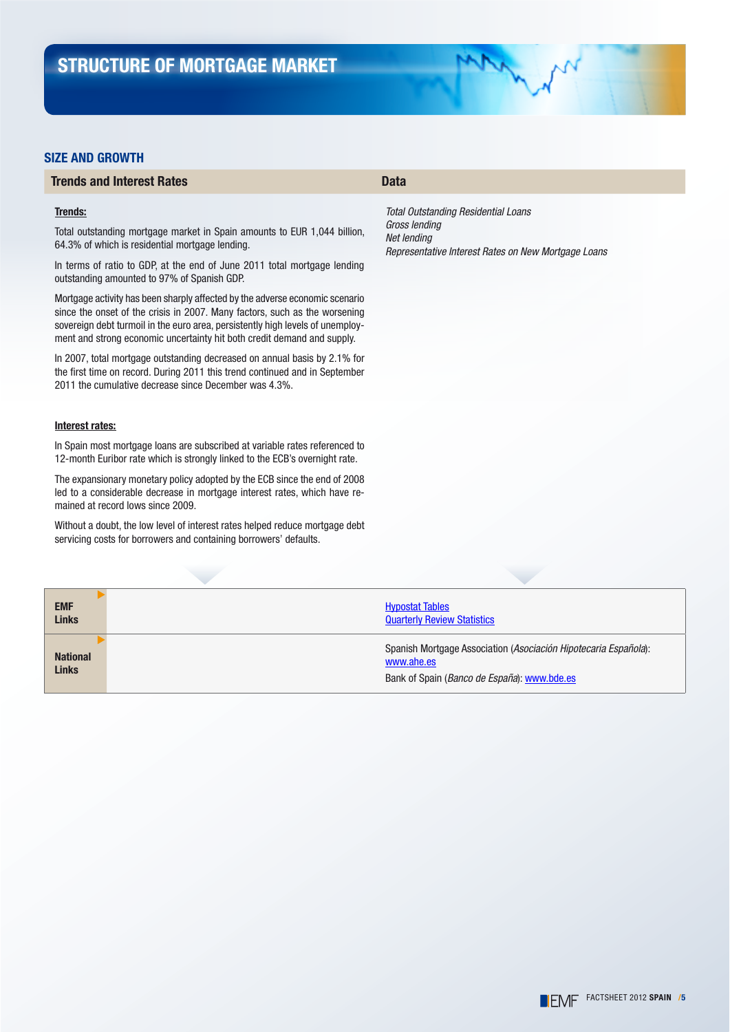# STRUCTURE OF MORTGAGE MARKET

## SIZE AND GROWTH

| Trends and Interest Rates | Data |
|---|---|
| **Trends:** | *Total Outstanding Residential Loans* |
| | *Gross lending* |
| | *Net lending* |
| | *Representative Interest Rates on New Mortgage Loans* |

**Trends:**

Total outstanding mortgage market in Spain amounts to EUR 1,044 billion, 64.3% of which is residential mortgage lending.

In terms of ratio to GDP, at the end of June 2011 total mortgage lending outstanding amounted to 97% of Spanish GDP.

Mortgage activity has been sharply affected by the adverse economic scenario since the onset of the crisis in 2007. Many factors, such as the worsening sovereign debt turmoil in the euro area, persistently high levels of unemployment and strong economic uncertainty hit both credit demand and supply.

In 2007, total mortgage outstanding decreased on annual basis by 2.1% for the first time on record. During 2011 this trend continued and in September 2011 the cumulative decrease since December was 4.3%.

**Interest rates:**

In Spain most mortgage loans are subscribed at variable rates referenced to 12-month Euribor rate which is strongly linked to the ECB's overnight rate.

The expansionary monetary policy adopted by the ECB since the end of 2008 led to a considerable decrease in mortgage interest rates, which have remained at record lows since 2009.

Without a doubt, the low level of interest rates helped reduce mortgage debt servicing costs for borrowers and containing borrowers' defaults.

| | |
|---|---|
| **EMF Links** | Hypostat Tables<br>Quarterly Review Statistics |
| **National Links** | Spanish Mortgage Association (*Asociación Hipotecaria Española*): www.ahe.es<br>Bank of Spain (*Banco de España*): www.bde.es |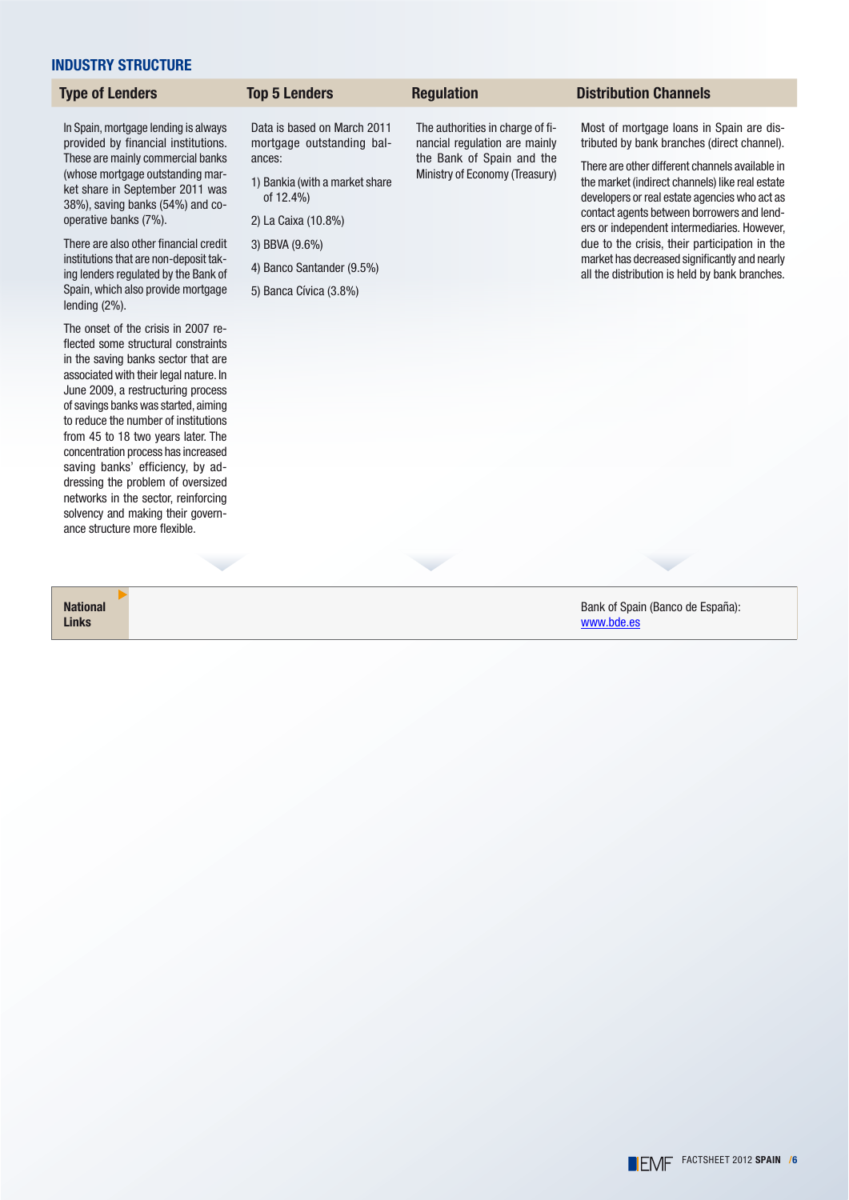## INDUSTRY STRUCTURE

### Type of Lenders

In Spain, mortgage lending is always provided by financial institutions. These are mainly commercial banks (whose mortgage outstanding market share in September 2011 was 38%), saving banks (54%) and co-operative banks (7%).

There are also other financial credit institutions that are non-deposit taking lenders regulated by the Bank of Spain, which also provide mortgage lending (2%).

The onset of the crisis in 2007 reflected some structural constraints in the saving banks sector that are associated with their legal nature. In June 2009, a restructuring process of savings banks was started, aiming to reduce the number of institutions from 45 to 18 two years later. The concentration process has increased saving banks' efficiency, by addressing the problem of oversized networks in the sector, reinforcing solvency and making their governance structure more flexible.

### Top 5 Lenders

Data is based on March 2011 mortgage outstanding balances:

1) Bankia (with a market share of 12.4%)

2) La Caixa (10.8%)

3) BBVA (9.6%)

4) Banco Santander (9.5%)

5) Banca Cívica (3.8%)

### Regulation

The authorities in charge of financial regulation are mainly the Bank of Spain and the Ministry of Economy (Treasury)

### Distribution Channels

Most of mortgage loans in Spain are distributed by bank branches (direct channel).

There are other different channels available in the market (indirect channels) like real estate developers or real estate agencies who act as contact agents between borrowers and lenders or independent intermediaries. However, due to the crisis, their participation in the market has decreased significantly and nearly all the distribution is held by bank branches.

**National Links**

Bank of Spain (Banco de España): www.bde.es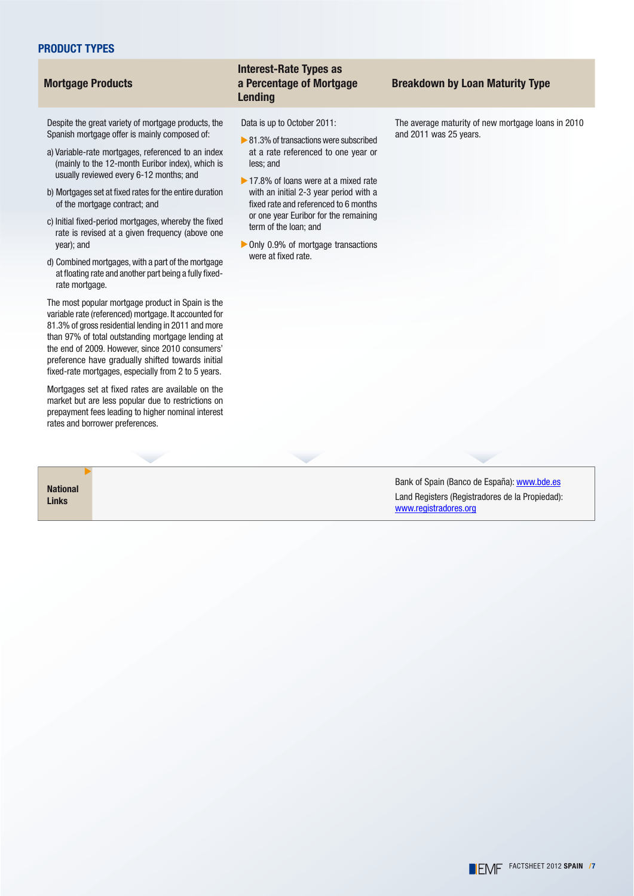## PRODUCT TYPES

### Mortgage Products

Despite the great variety of mortgage products, the Spanish mortgage offer is mainly composed of:

a) Variable-rate mortgages, referenced to an index (mainly to the 12-month Euribor index), which is usually reviewed every 6-12 months; and

b) Mortgages set at fixed rates for the entire duration of the mortgage contract; and

c) Initial fixed-period mortgages, whereby the fixed rate is revised at a given frequency (above one year); and

d) Combined mortgages, with a part of the mortgage at floating rate and another part being a fully fixed-rate mortgage.

The most popular mortgage product in Spain is the variable rate (referenced) mortgage. It accounted for 81.3% of gross residential lending in 2011 and more than 97% of total outstanding mortgage lending at the end of 2009. However, since 2010 consumers' preference have gradually shifted towards initial fixed-rate mortgages, especially from 2 to 5 years.

Mortgages set at fixed rates are available on the market but are less popular due to restrictions on prepayment fees leading to higher nominal interest rates and borrower preferences.

### Interest-Rate Types as a Percentage of Mortgage Lending

Data is up to October 2011:

- 81.3% of transactions were subscribed at a rate referenced to one year or less; and
- 17.8% of loans were at a mixed rate with an initial 2-3 year period with a fixed rate and referenced to 6 months or one year Euribor for the remaining term of the loan; and
- Only 0.9% of mortgage transactions were at fixed rate.

### Breakdown by Loan Maturity Type

The average maturity of new mortgage loans in 2010 and 2011 was 25 years.

**National Links**

Bank of Spain (Banco de España): www.bde.es

Land Registers (Registradores de la Propiedad): www.registradores.org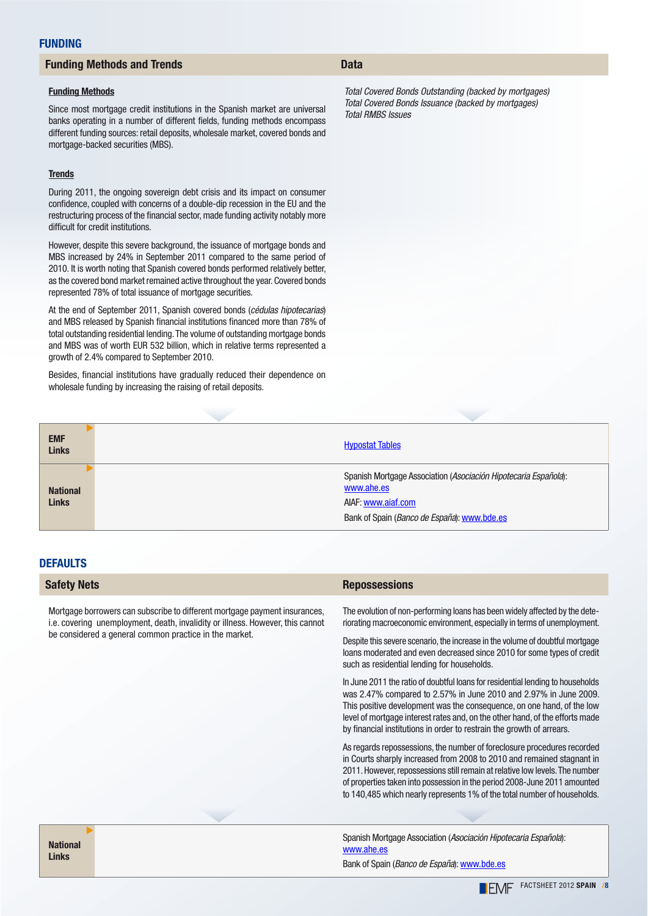## FUNDING

### Funding Methods and Trends

**Funding Methods**

Since most mortgage credit institutions in the Spanish market are universal banks operating in a number of different fields, funding methods encompass different funding sources: retail deposits, wholesale market, covered bonds and mortgage-backed securities (MBS).

**Trends**

During 2011, the ongoing sovereign debt crisis and its impact on consumer confidence, coupled with concerns of a double-dip recession in the EU and the restructuring process of the financial sector, made funding activity notably more difficult for credit institutions.

However, despite this severe background, the issuance of mortgage bonds and MBS increased by 24% in September 2011 compared to the same period of 2010. It is worth noting that Spanish covered bonds performed relatively better, as the covered bond market remained active throughout the year. Covered bonds represented 78% of total issuance of mortgage securities.

At the end of September 2011, Spanish covered bonds (*cédulas hipotecarias*) and MBS released by Spanish financial institutions financed more than 78% of total outstanding residential lending. The volume of outstanding mortgage bonds and MBS was of worth EUR 532 billion, which in relative terms represented a growth of 2.4% compared to September 2010.

Besides, financial institutions have gradually reduced their dependence on wholesale funding by increasing the raising of retail deposits.

### Data

*Total Covered Bonds Outstanding (backed by mortgages)*
*Total Covered Bonds Issuance (backed by mortgages)*
*Total RMBS Issues*

| | |
|---|---|
| **EMF Links** | Hypostat Tables |
| **National Links** | Spanish Mortgage Association (*Asociación Hipotecaria Española*): www.ahe.es<br>AIAF: www.aiaf.com<br>Bank of Spain (*Banco de España*): www.bde.es |

## DEFAULTS

### Safety Nets

Mortgage borrowers can subscribe to different mortgage payment insurances, i.e. covering unemployment, death, invalidity or illness. However, this cannot be considered a general common practice in the market.

### Repossessions

The evolution of non-performing loans has been widely affected by the deteriorating macroeconomic environment, especially in terms of unemployment.

Despite this severe scenario, the increase in the volume of doubtful mortgage loans moderated and even decreased since 2010 for some types of credit such as residential lending for households.

In June 2011 the ratio of doubtful loans for residential lending to households was 2.47% compared to 2.57% in June 2010 and 2.97% in June 2009. This positive development was the consequence, on one hand, of the low level of mortgage interest rates and, on the other hand, of the efforts made by financial institutions in order to restrain the growth of arrears.

As regards repossessions, the number of foreclosure procedures recorded in Courts sharply increased from 2008 to 2010 and remained stagnant in 2011. However, repossessions still remain at relative low levels. The number of properties taken into possession in the period 2008-June 2011 amounted to 140,485 which nearly represents 1% of the total number of households.

| | |
|---|---|
| **National Links** | Spanish Mortgage Association (*Asociación Hipotecaria Española*): www.ahe.es<br>Bank of Spain (*Banco de España*): www.bde.es |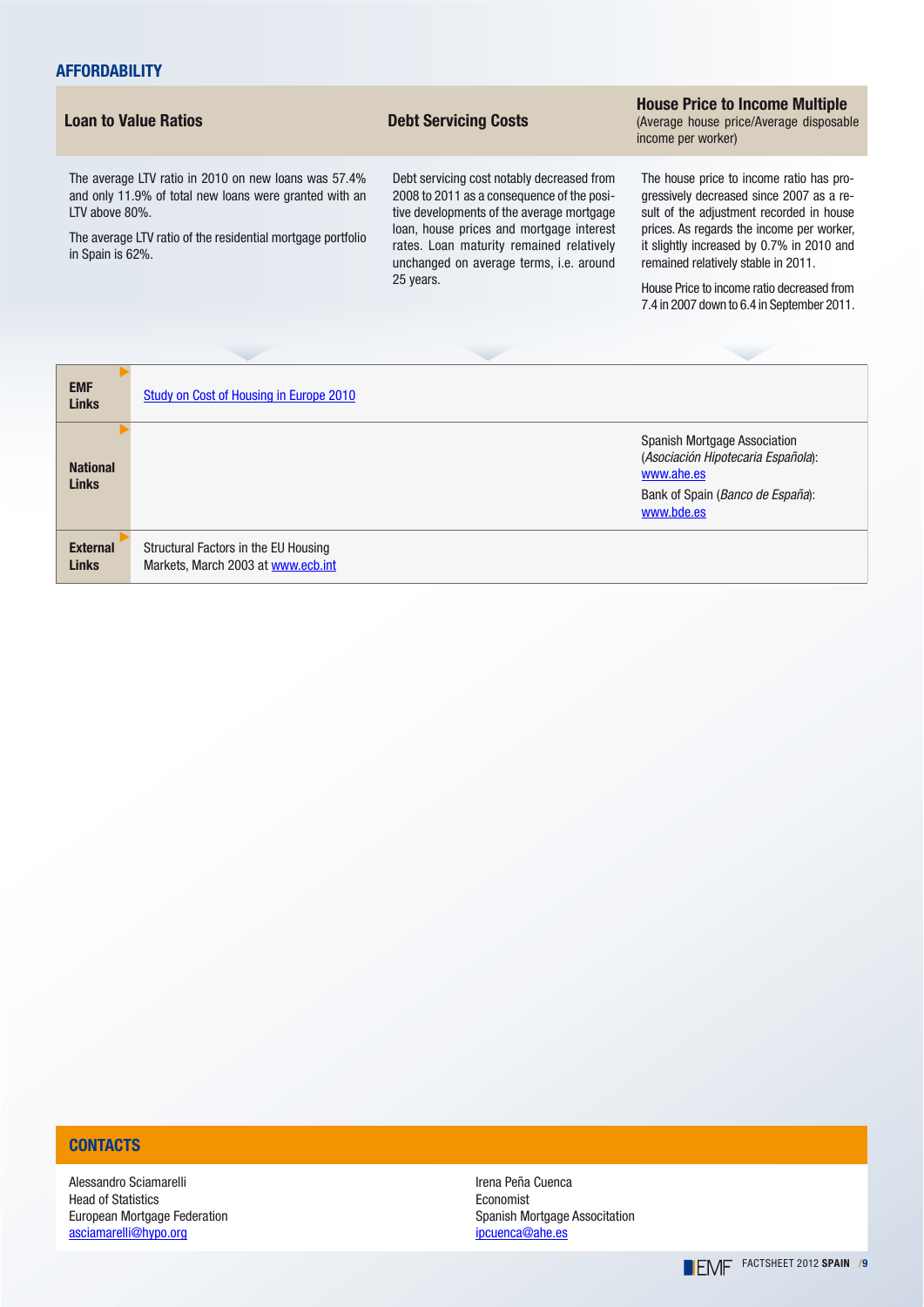## AFFORDABILITY

| Loan to Value Ratios | Debt Servicing Costs | House Price to Income Multiple (Average house price/Average disposable income per worker) |
|---|---|---|
| The average LTV ratio in 2010 on new loans was 57.4% and only 11.9% of total new loans were granted with an LTV above 80%. The average LTV ratio of the residential mortgage portfolio in Spain is 62%. | Debt servicing cost notably decreased from 2008 to 2011 as a consequence of the positive developments of the average mortgage loan, house prices and mortgage interest rates. Loan maturity remained relatively unchanged on average terms, i.e. around 25 years. | The house price to income ratio has progressively decreased since 2007 as a result of the adjustment recorded in house prices. As regards the income per worker, it slightly increased by 0.7% in 2010 and remained relatively stable in 2011. House Price to income ratio decreased from 7.4 in 2007 down to 6.4 in September 2011. |

| | | |
|---|---|---|
| **EMF Links** | Study on Cost of Housing in Europe 2010 | |
| **National Links** | | Spanish Mortgage Association (*Asociación Hipotecaria Española*): www.ahe.es<br>Bank of Spain (*Banco de España*): www.bde.es |
| **External Links** | Structural Factors in the EU Housing Markets, March 2003 at www.ecb.int | |

## CONTACTS

Alessandro Sciamarelli
Head of Statistics
European Mortgage Federation
asciamarelli@hypo.org

Irena Peña Cuenca
Economist
Spanish Mortgage Assocation
ipcuenca@ahe.es